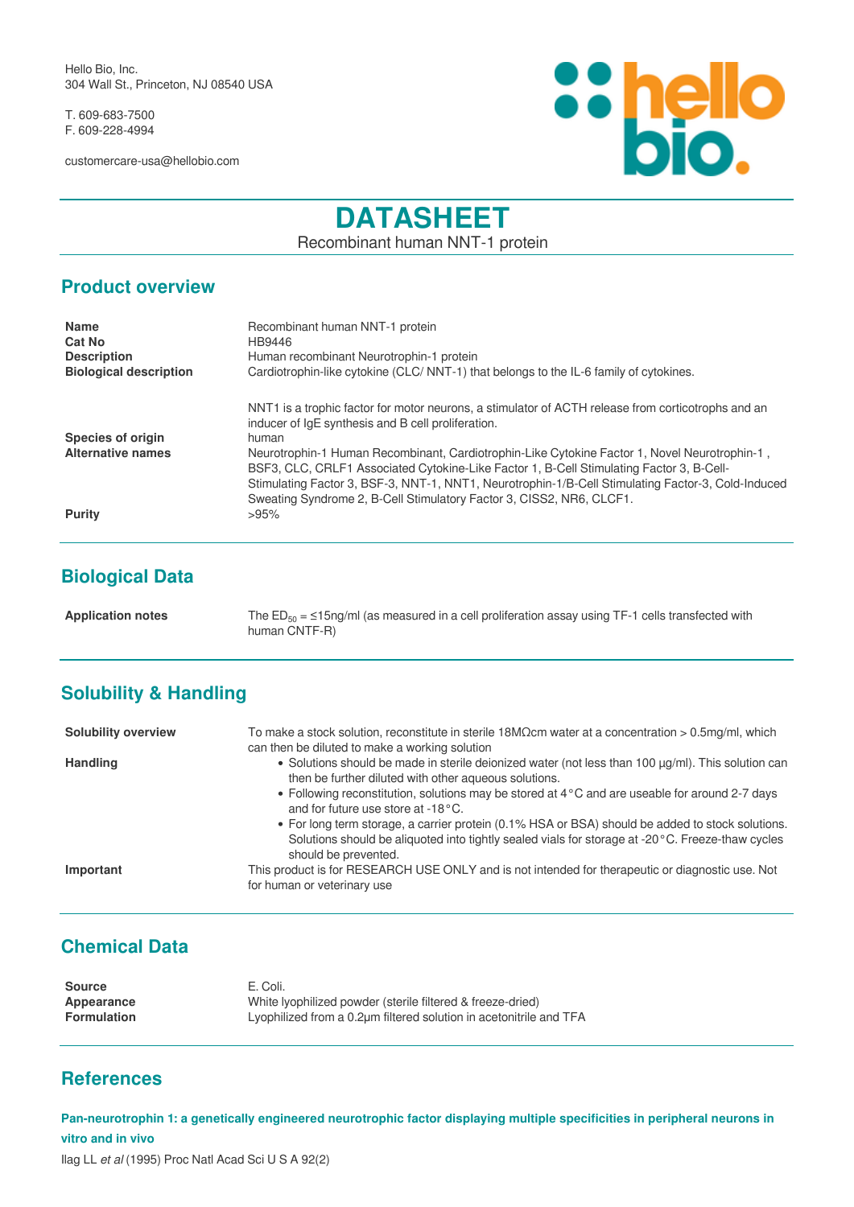Hello Bio, Inc.
304 Wall St., Princeton, NJ 08540 USA

T. 609-683-7500
F. 609-228-4994

customercare-usa@hellobio.com

# DATASHEET

Recombinant human NNT-1 protein

## Product overview

| | |
|---|---|
| **Name** | Recombinant human NNT-1 protein |
| **Cat No** | HB9446 |
| **Description** | Human recombinant Neurotrophin-1 protein |
| **Biological description** | Cardiotrophin-like cytokine (CLC/ NNT-1) that belongs to the IL-6 family of cytokines.<br><br>NNT1 is a trophic factor for motor neurons, a stimulator of ACTH release from corticotrophs and an inducer of IgE synthesis and B cell proliferation. |
| **Species of origin** | human |
| **Alternative names** | Neurotrophin-1 Human Recombinant, Cardiotrophin-Like Cytokine Factor 1, Novel Neurotrophin-1 , BSF3, CLC, CRLF1 Associated Cytokine-Like Factor 1, B-Cell Stimulating Factor 3, B-Cell-Stimulating Factor 3, BSF-3, NNT-1, NNT1, Neurotrophin-1/B-Cell Stimulating Factor-3, Cold-Induced Sweating Syndrome 2, B-Cell Stimulatory Factor 3, CISS2, NR6, CLCF1. |
| **Purity** | >95% |

## Biological Data

| | |
|---|---|
| **Application notes** | The $ED_{50}$ = ≤15ng/ml (as measured in a cell proliferation assay using TF-1 cells transfected with human CNTF-R) |

## Solubility & Handling

**Solubility overview**
To make a stock solution, reconstitute in sterile 18MΩcm water at a concentration > 0.5mg/ml, which can then be diluted to make a working solution

**Handling**
- Solutions should be made in sterile deionized water (not less than 100 µg/ml). This solution can then be further diluted with other aqueous solutions.
- Following reconstitution, solutions may be stored at 4°C and are useable for around 2-7 days and for future use store at -18°C.
- For long term storage, a carrier protein (0.1% HSA or BSA) should be added to stock solutions. Solutions should be aliquoted into tightly sealed vials for storage at -20°C. Freeze-thaw cycles should be prevented.

**Important**
This product is for RESEARCH USE ONLY and is not intended for therapeutic or diagnostic use. Not for human or veterinary use

## Chemical Data

| | |
|---|---|
| **Source** | E. Coli. |
| **Appearance** | White lyophilized powder (sterile filtered & freeze-dried) |
| **Formulation** | Lyophilized from a 0.2µm filtered solution in acetonitrile and TFA |

## References

**Pan-neurotrophin 1: a genetically engineered neurotrophic factor displaying multiple specificities in peripheral neurons in vitro and in vivo**

Ilag LL *et al* (1995) Proc Natl Acad Sci U S A 92(2)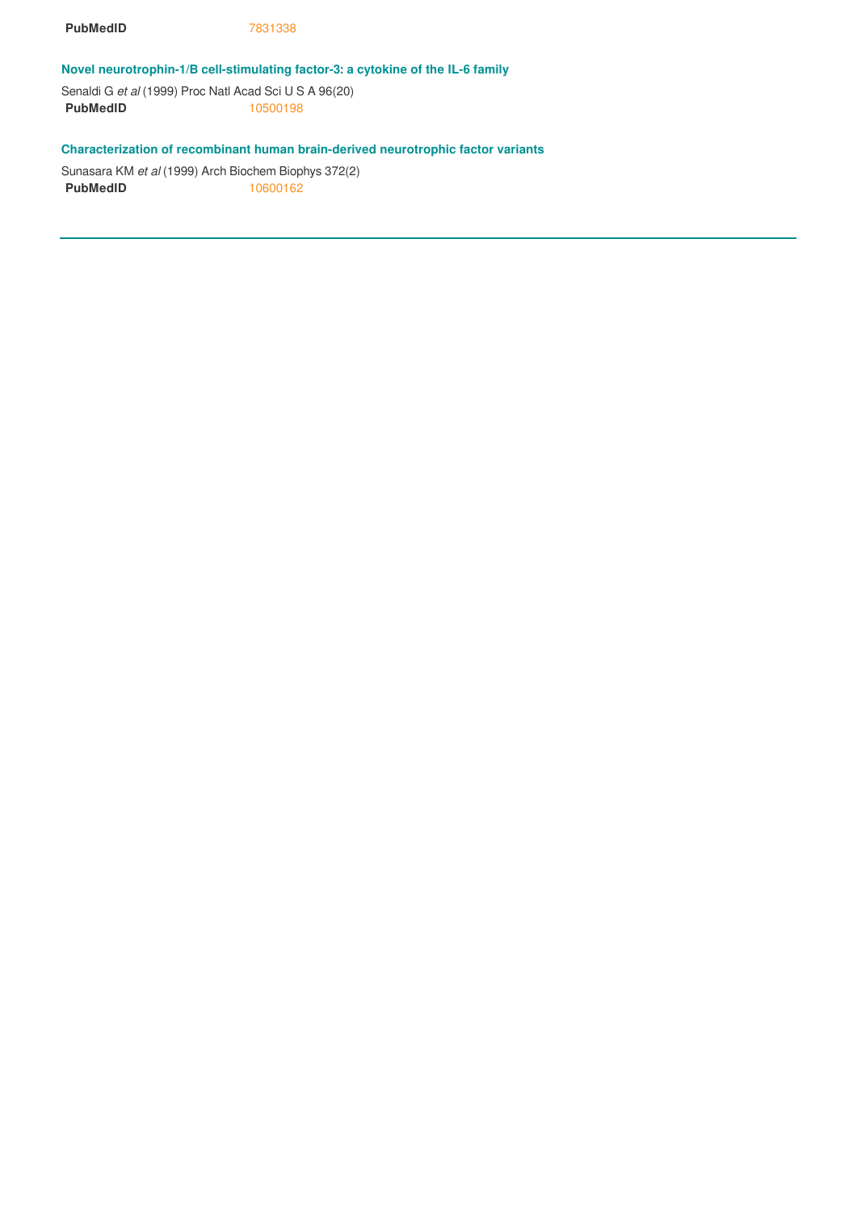**PubMedID** 7831338

### Novel neurotrophin-1/B cell-stimulating factor-3: a cytokine of the IL-6 family

Senaldi G *et al* (1999) Proc Natl Acad Sci U S A 96(20)
**PubMedID** 10500198

### Characterization of recombinant human brain-derived neurotrophic factor variants

Sunasara KM *et al* (1999) Arch Biochem Biophys 372(2)
**PubMedID** 10600162